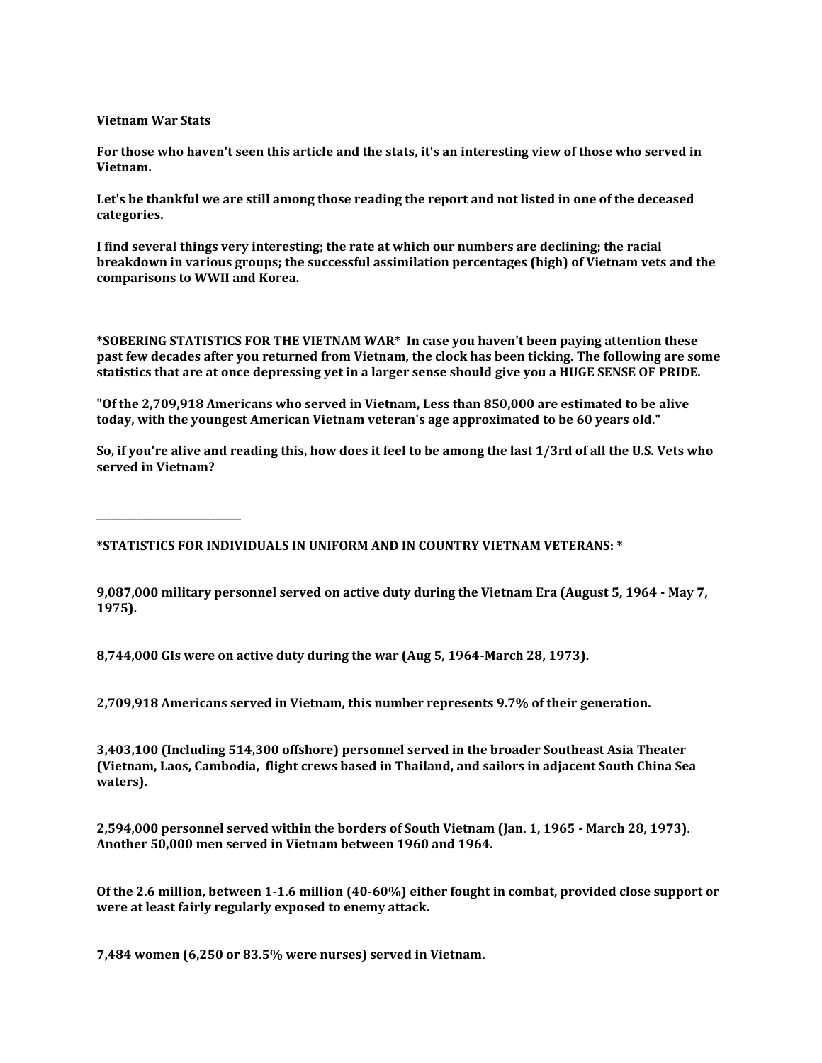**Vietnam War Stats**

**For those who haven't seen this article and the stats, it's an interesting view of those who served in Vietnam.**

**Let's be thankful we are still among those reading the report and not listed in one of the deceased categories.**

**I find several things very interesting; the rate at which our numbers are declining; the racial breakdown in various groups; the successful assimilation percentages (high) of Vietnam vets and the comparisons to WWII and Korea.**

**\*SOBERING STATISTICS FOR THE VIETNAM WAR\*  In case you haven't been paying attention these past few decades after you returned from Vietnam, the clock has been ticking. The following are some statistics that are at once depressing yet in a larger sense should give you a HUGE SENSE OF PRIDE.**

**"Of the 2,709,918 Americans who served in Vietnam, Less than 850,000 are estimated to be alive today, with the youngest American Vietnam veteran's age approximated to be 60 years old."**

**So, if you're alive and reading this, how does it feel to be among the last 1/3rd of all the U.S. Vets who served in Vietnam?**

---

**\*STATISTICS FOR INDIVIDUALS IN UNIFORM AND IN COUNTRY VIETNAM VETERANS: \***

**9,087,000 military personnel served on active duty during the Vietnam Era (August 5, 1964 - May 7, 1975).**

**8,744,000 GIs were on active duty during the war (Aug 5, 1964-March 28, 1973).**

**2,709,918 Americans served in Vietnam, this number represents 9.7% of their generation.**

**3,403,100 (Including 514,300 offshore) personnel served in the broader Southeast Asia Theater (Vietnam, Laos, Cambodia,  flight crews based in Thailand, and sailors in adjacent South China Sea waters).**

**2,594,000 personnel served within the borders of South Vietnam (Jan. 1, 1965 - March 28, 1973). Another 50,000 men served in Vietnam between 1960 and 1964.**

**Of the 2.6 million, between 1-1.6 million (40-60%) either fought in combat, provided close support or were at least fairly regularly exposed to enemy attack.**

**7,484 women (6,250 or 83.5% were nurses) served in Vietnam.**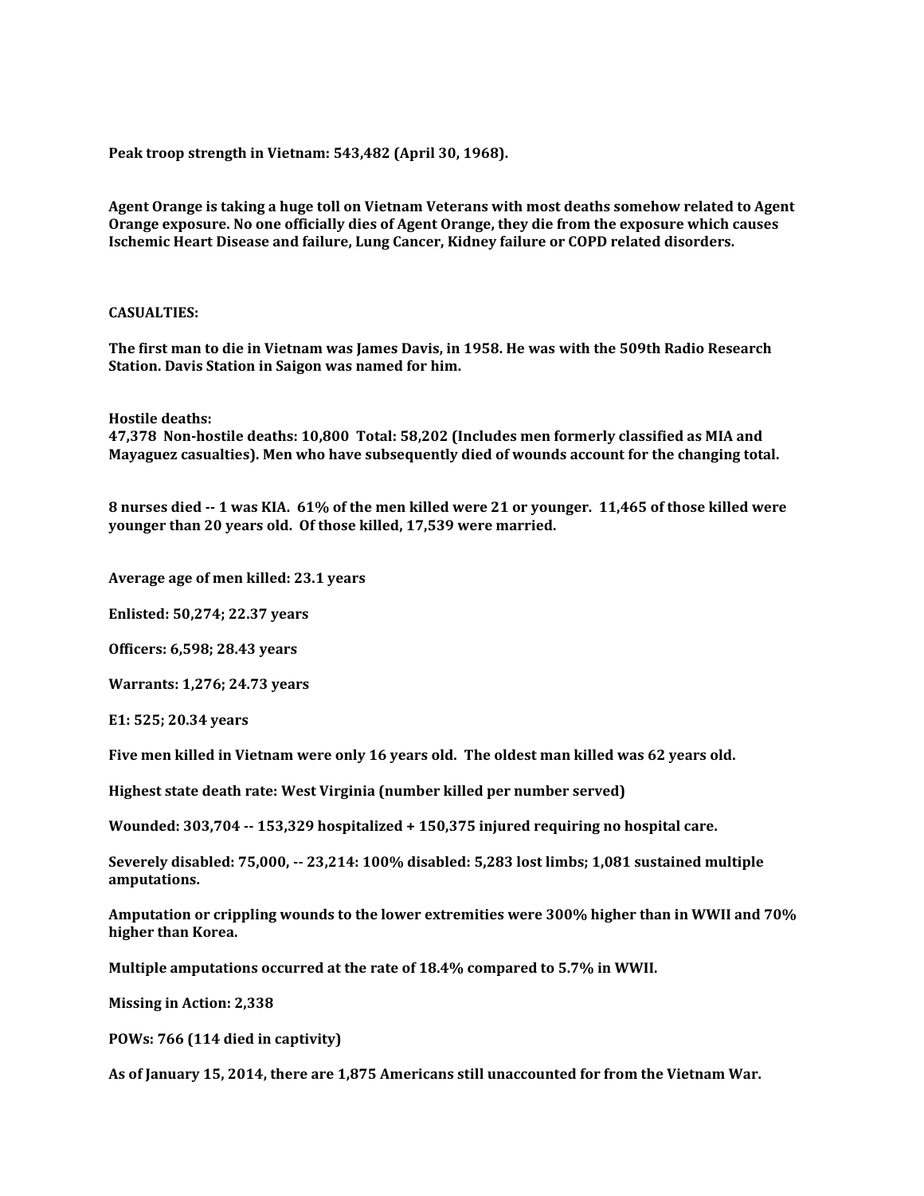**Peak troop strength in Vietnam: 543,482 (April 30, 1968).**

**Agent Orange is taking a huge toll on Vietnam Veterans with most deaths somehow related to Agent Orange exposure. No one officially dies of Agent Orange, they die from the exposure which causes Ischemic Heart Disease and failure, Lung Cancer, Kidney failure or COPD related disorders.**

**CASUALTIES:**

**The first man to die in Vietnam was James Davis, in 1958. He was with the 509th Radio Research Station. Davis Station in Saigon was named for him.**

**Hostile deaths:**
**47,378 Non-hostile deaths: 10,800 Total: 58,202 (Includes men formerly classified as MIA and Mayaguez casualties). Men who have subsequently died of wounds account for the changing total.**

**8 nurses died -- 1 was KIA. 61% of the men killed were 21 or younger. 11,465 of those killed were younger than 20 years old. Of those killed, 17,539 were married.**

**Average age of men killed: 23.1 years**

**Enlisted: 50,274; 22.37 years**

**Officers: 6,598; 28.43 years**

**Warrants: 1,276; 24.73 years**

**E1: 525; 20.34 years**

**Five men killed in Vietnam were only 16 years old. The oldest man killed was 62 years old.**

**Highest state death rate: West Virginia (number killed per number served)**

**Wounded: 303,704 -- 153,329 hospitalized + 150,375 injured requiring no hospital care.**

**Severely disabled: 75,000, -- 23,214: 100% disabled: 5,283 lost limbs; 1,081 sustained multiple amputations.**

**Amputation or crippling wounds to the lower extremities were 300% higher than in WWII and 70% higher than Korea.**

**Multiple amputations occurred at the rate of 18.4% compared to 5.7% in WWII.**

**Missing in Action: 2,338**

**POWs: 766 (114 died in captivity)**

**As of January 15, 2014, there are 1,875 Americans still unaccounted for from the Vietnam War.**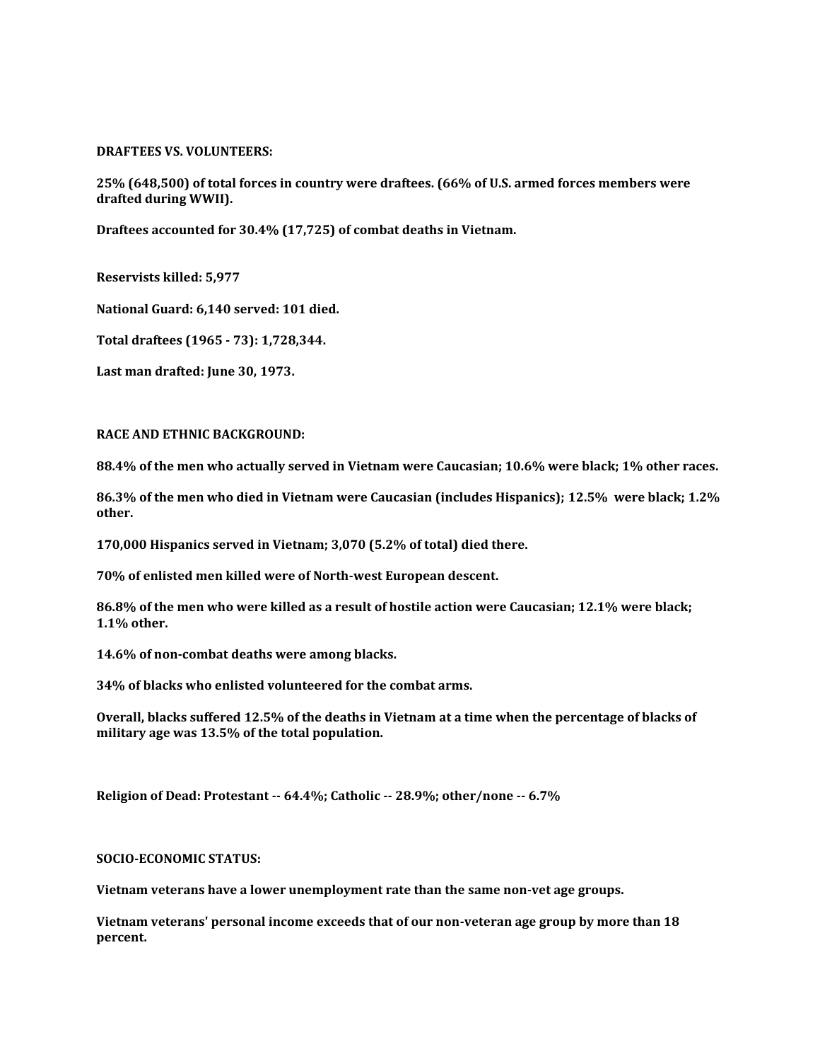**DRAFTEES VS. VOLUNTEERS:**

**25% (648,500) of total forces in country were draftees. (66% of U.S. armed forces members were drafted during WWII).**

**Draftees accounted for 30.4% (17,725) of combat deaths in Vietnam.**

**Reservists killed: 5,977**

**National Guard: 6,140 served: 101 died.**

**Total draftees (1965 - 73): 1,728,344.**

**Last man drafted: June 30, 1973.**

**RACE AND ETHNIC BACKGROUND:**

**88.4% of the men who actually served in Vietnam were Caucasian; 10.6% were black; 1% other races.**

**86.3% of the men who died in Vietnam were Caucasian (includes Hispanics); 12.5% were black; 1.2% other.**

**170,000 Hispanics served in Vietnam; 3,070 (5.2% of total) died there.**

**70% of enlisted men killed were of North-west European descent.**

**86.8% of the men who were killed as a result of hostile action were Caucasian; 12.1% were black; 1.1% other.**

**14.6% of non-combat deaths were among blacks.**

**34% of blacks who enlisted volunteered for the combat arms.**

**Overall, blacks suffered 12.5% of the deaths in Vietnam at a time when the percentage of blacks of military age was 13.5% of the total population.**

**Religion of Dead: Protestant -- 64.4%; Catholic -- 28.9%; other/none -- 6.7%**

**SOCIO-ECONOMIC STATUS:**

**Vietnam veterans have a lower unemployment rate than the same non-vet age groups.**

**Vietnam veterans' personal income exceeds that of our non-veteran age group by more than 18 percent.**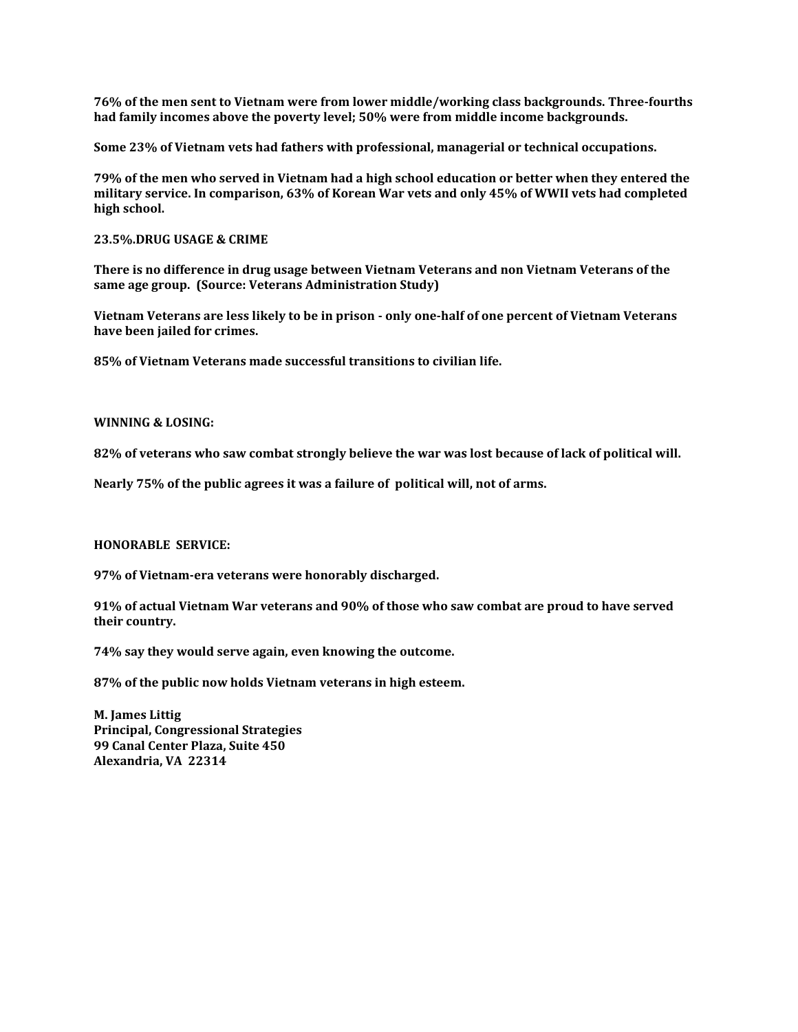**76% of the men sent to Vietnam were from lower middle/working class backgrounds. Three-fourths had family incomes above the poverty level; 50% were from middle income backgrounds.**

**Some 23% of Vietnam vets had fathers with professional, managerial or technical occupations.**

**79% of the men who served in Vietnam had a high school education or better when they entered the military service. In comparison, 63% of Korean War vets and only 45% of WWII vets had completed high school.**

**23.5%.DRUG USAGE & CRIME**

**There is no difference in drug usage between Vietnam Veterans and non Vietnam Veterans of the same age group. (Source: Veterans Administration Study)**

**Vietnam Veterans are less likely to be in prison - only one-half of one percent of Vietnam Veterans have been jailed for crimes.**

**85% of Vietnam Veterans made successful transitions to civilian life.**

**WINNING & LOSING:**

**82% of veterans who saw combat strongly believe the war was lost because of lack of political will.**

**Nearly 75% of the public agrees it was a failure of political will, not of arms.**

**HONORABLE SERVICE:**

**97% of Vietnam-era veterans were honorably discharged.**

**91% of actual Vietnam War veterans and 90% of those who saw combat are proud to have served their country.**

**74% say they would serve again, even knowing the outcome.**

**87% of the public now holds Vietnam veterans in high esteem.**

**M. James Littig**
**Principal, Congressional Strategies**
**99 Canal Center Plaza, Suite 450**
**Alexandria, VA 22314**